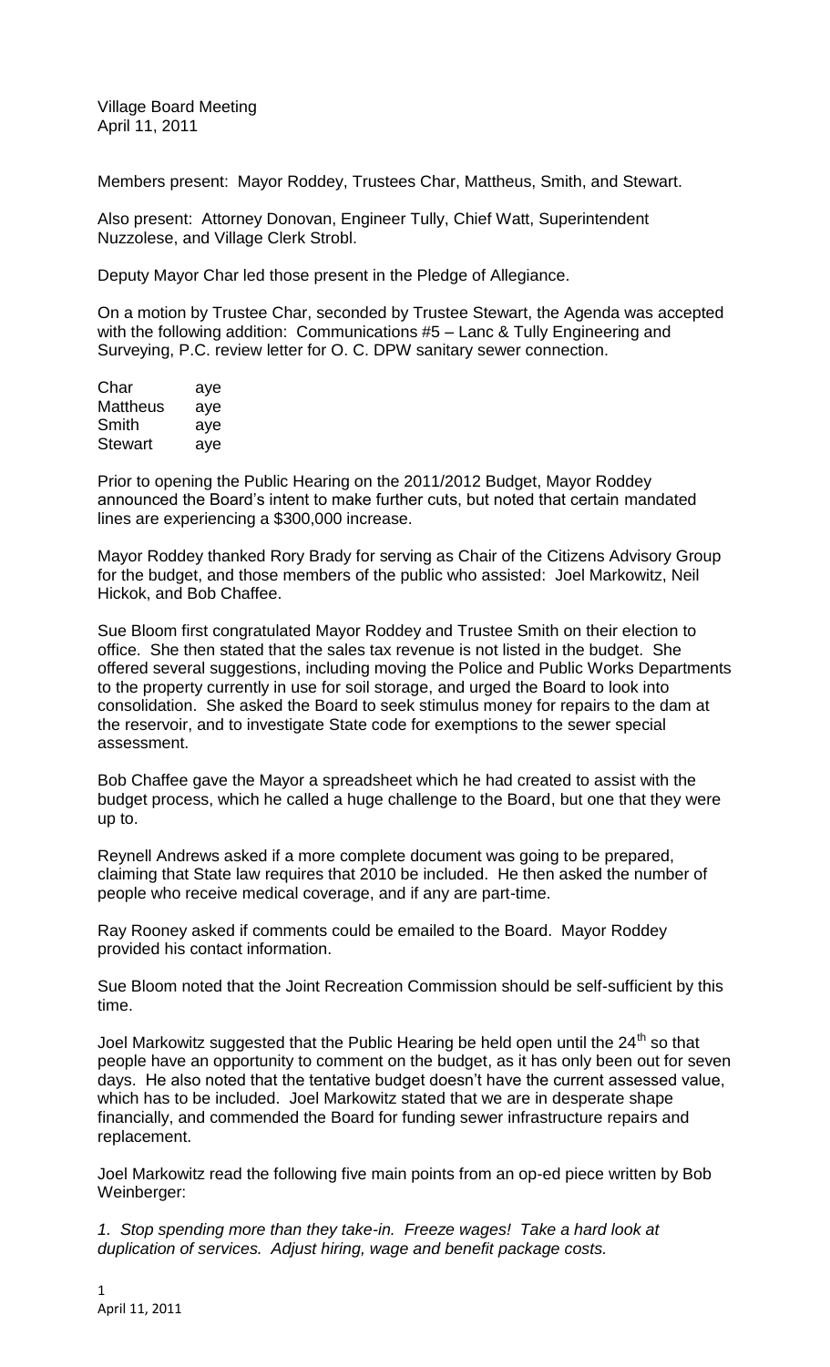Village Board Meeting
April 11, 2011

Members present: Mayor Roddey, Trustees Char, Mattheus, Smith, and Stewart.

Also present: Attorney Donovan, Engineer Tully, Chief Watt, Superintendent Nuzzolese, and Village Clerk Strobl.

Deputy Mayor Char led those present in the Pledge of Allegiance.

On a motion by Trustee Char, seconded by Trustee Stewart, the Agenda was accepted with the following addition: Communications #5 – Lanc & Tully Engineering and Surveying, P.C. review letter for O. C. DPW sanitary sewer connection.

| | |
|---|---|
| Char | aye |
| Mattheus | aye |
| Smith | aye |
| Stewart | aye |

Prior to opening the Public Hearing on the 2011/2012 Budget, Mayor Roddey announced the Board's intent to make further cuts, but noted that certain mandated lines are experiencing a $300,000 increase.

Mayor Roddey thanked Rory Brady for serving as Chair of the Citizens Advisory Group for the budget, and those members of the public who assisted: Joel Markowitz, Neil Hickok, and Bob Chaffee.

Sue Bloom first congratulated Mayor Roddey and Trustee Smith on their election to office. She then stated that the sales tax revenue is not listed in the budget. She offered several suggestions, including moving the Police and Public Works Departments to the property currently in use for soil storage, and urged the Board to look into consolidation. She asked the Board to seek stimulus money for repairs to the dam at the reservoir, and to investigate State code for exemptions to the sewer special assessment.

Bob Chaffee gave the Mayor a spreadsheet which he had created to assist with the budget process, which he called a huge challenge to the Board, but one that they were up to.

Reynell Andrews asked if a more complete document was going to be prepared, claiming that State law requires that 2010 be included. He then asked the number of people who receive medical coverage, and if any are part-time.

Ray Rooney asked if comments could be emailed to the Board. Mayor Roddey provided his contact information.

Sue Bloom noted that the Joint Recreation Commission should be self-sufficient by this time.

Joel Markowitz suggested that the Public Hearing be held open until the 24th so that people have an opportunity to comment on the budget, as it has only been out for seven days. He also noted that the tentative budget doesn't have the current assessed value, which has to be included. Joel Markowitz stated that we are in desperate shape financially, and commended the Board for funding sewer infrastructure repairs and replacement.

Joel Markowitz read the following five main points from an op-ed piece written by Bob Weinberger:

*1. Stop spending more than they take-in. Freeze wages! Take a hard look at duplication of services. Adjust hiring, wage and benefit package costs.*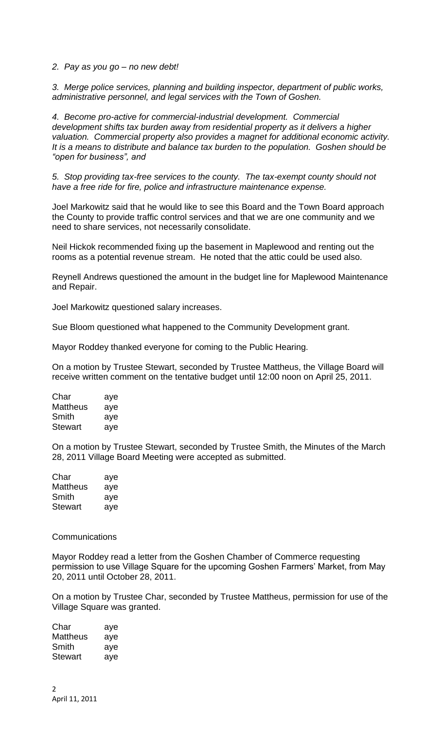*2. Pay as you go – no new debt!*

*3. Merge police services, planning and building inspector, department of public works, administrative personnel, and legal services with the Town of Goshen.*

*4. Become pro-active for commercial-industrial development. Commercial development shifts tax burden away from residential property as it delivers a higher valuation. Commercial property also provides a magnet for additional economic activity. It is a means to distribute and balance tax burden to the population. Goshen should be "open for business", and*

*5. Stop providing tax-free services to the county. The tax-exempt county should not have a free ride for fire, police and infrastructure maintenance expense.*

Joel Markowitz said that he would like to see this Board and the Town Board approach the County to provide traffic control services and that we are one community and we need to share services, not necessarily consolidate.

Neil Hickok recommended fixing up the basement in Maplewood and renting out the rooms as a potential revenue stream. He noted that the attic could be used also.

Reynell Andrews questioned the amount in the budget line for Maplewood Maintenance and Repair.

Joel Markowitz questioned salary increases.

Sue Bloom questioned what happened to the Community Development grant.

Mayor Roddey thanked everyone for coming to the Public Hearing.

On a motion by Trustee Stewart, seconded by Trustee Mattheus, the Village Board will receive written comment on the tentative budget until 12:00 noon on April 25, 2011.

Char aye
Mattheus aye
Smith aye
Stewart aye

On a motion by Trustee Stewart, seconded by Trustee Smith, the Minutes of the March 28, 2011 Village Board Meeting were accepted as submitted.

Char aye
Mattheus aye
Smith aye
Stewart aye

Communications

Mayor Roddey read a letter from the Goshen Chamber of Commerce requesting permission to use Village Square for the upcoming Goshen Farmers' Market, from May 20, 2011 until October 28, 2011.

On a motion by Trustee Char, seconded by Trustee Mattheus, permission for use of the Village Square was granted.

Char aye
Mattheus aye
Smith aye
Stewart aye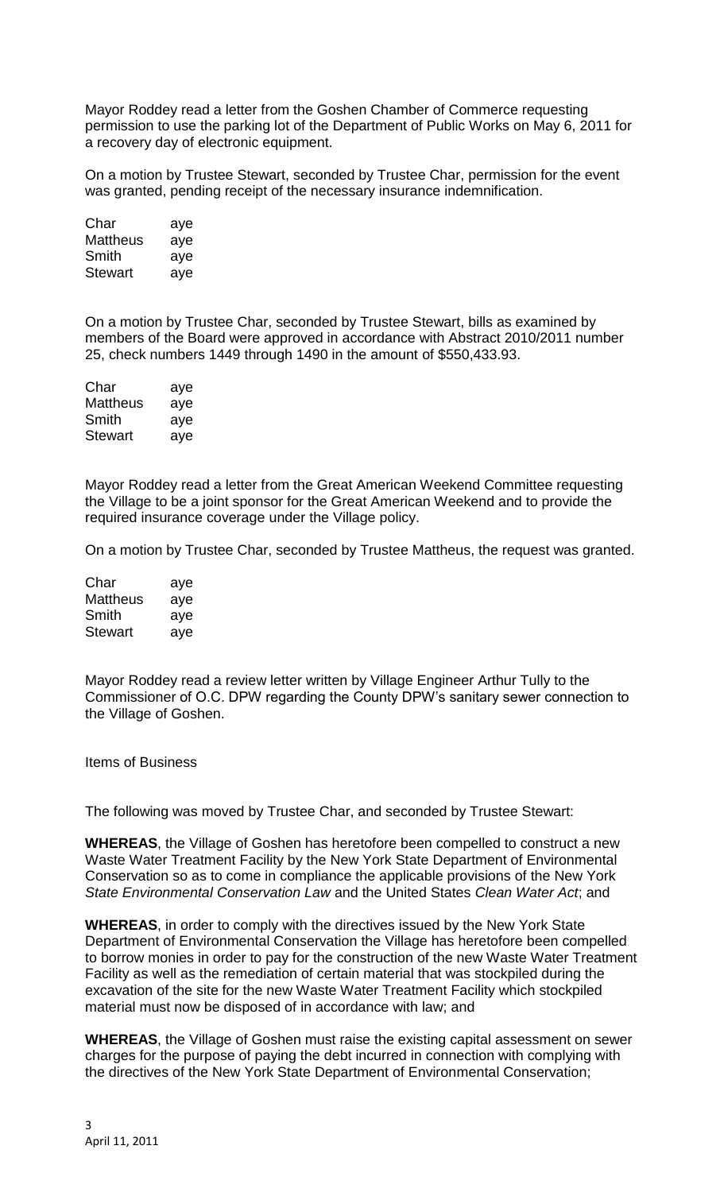Mayor Roddey read a letter from the Goshen Chamber of Commerce requesting permission to use the parking lot of the Department of Public Works on May 6, 2011 for a recovery day of electronic equipment.

On a motion by Trustee Stewart, seconded by Trustee Char, permission for the event was granted, pending receipt of the necessary insurance indemnification.

| | |
|---|---|
| Char | aye |
| Mattheus | aye |
| Smith | aye |
| Stewart | aye |

On a motion by Trustee Char, seconded by Trustee Stewart, bills as examined by members of the Board were approved in accordance with Abstract 2010/2011 number 25, check numbers 1449 through 1490 in the amount of $550,433.93.

| | |
|---|---|
| Char | aye |
| Mattheus | aye |
| Smith | aye |
| Stewart | aye |

Mayor Roddey read a letter from the Great American Weekend Committee requesting the Village to be a joint sponsor for the Great American Weekend and to provide the required insurance coverage under the Village policy.

On a motion by Trustee Char, seconded by Trustee Mattheus, the request was granted.

| | |
|---|---|
| Char | aye |
| Mattheus | aye |
| Smith | aye |
| Stewart | aye |

Mayor Roddey read a review letter written by Village Engineer Arthur Tully to the Commissioner of O.C. DPW regarding the County DPW's sanitary sewer connection to the Village of Goshen.

Items of Business

The following was moved by Trustee Char, and seconded by Trustee Stewart:

**WHEREAS**, the Village of Goshen has heretofore been compelled to construct a new Waste Water Treatment Facility by the New York State Department of Environmental Conservation so as to come in compliance the applicable provisions of the New York *State Environmental Conservation Law* and the United States *Clean Water Act*; and

**WHEREAS**, in order to comply with the directives issued by the New York State Department of Environmental Conservation the Village has heretofore been compelled to borrow monies in order to pay for the construction of the new Waste Water Treatment Facility as well as the remediation of certain material that was stockpiled during the excavation of the site for the new Waste Water Treatment Facility which stockpiled material must now be disposed of in accordance with law; and

**WHEREAS**, the Village of Goshen must raise the existing capital assessment on sewer charges for the purpose of paying the debt incurred in connection with complying with the directives of the New York State Department of Environmental Conservation;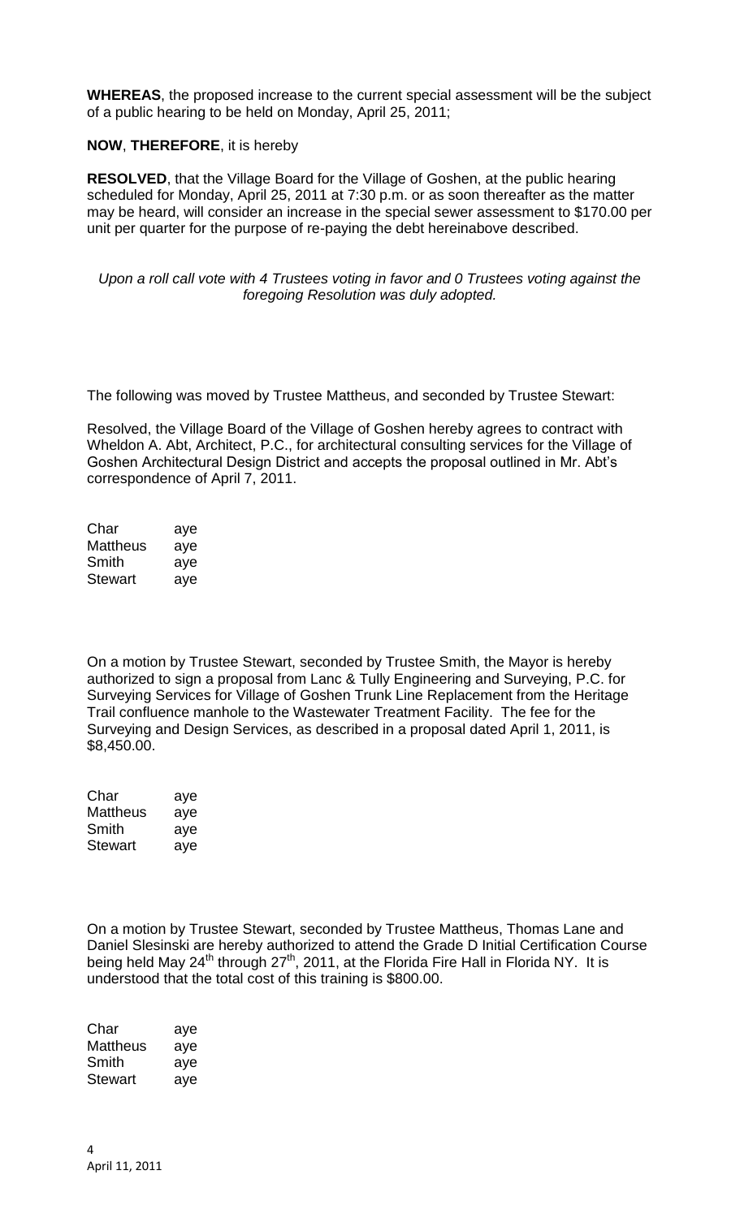**WHEREAS**, the proposed increase to the current special assessment will be the subject of a public hearing to be held on Monday, April 25, 2011;

**NOW**, **THEREFORE**, it is hereby

**RESOLVED**, that the Village Board for the Village of Goshen, at the public hearing scheduled for Monday, April 25, 2011 at 7:30 p.m. or as soon thereafter as the matter may be heard, will consider an increase in the special sewer assessment to $170.00 per unit per quarter for the purpose of re-paying the debt hereinabove described.

*Upon a roll call vote with 4 Trustees voting in favor and 0 Trustees voting against the foregoing Resolution was duly adopted.*

The following was moved by Trustee Mattheus, and seconded by Trustee Stewart:

Resolved, the Village Board of the Village of Goshen hereby agrees to contract with Wheldon A. Abt, Architect, P.C., for architectural consulting services for the Village of Goshen Architectural Design District and accepts the proposal outlined in Mr. Abt's correspondence of April 7, 2011.

Char aye
Mattheus aye
Smith aye
Stewart aye

On a motion by Trustee Stewart, seconded by Trustee Smith, the Mayor is hereby authorized to sign a proposal from Lanc & Tully Engineering and Surveying, P.C. for Surveying Services for Village of Goshen Trunk Line Replacement from the Heritage Trail confluence manhole to the Wastewater Treatment Facility. The fee for the Surveying and Design Services, as described in a proposal dated April 1, 2011, is $8,450.00.

Char aye
Mattheus aye
Smith aye
Stewart aye

On a motion by Trustee Stewart, seconded by Trustee Mattheus, Thomas Lane and Daniel Slesinski are hereby authorized to attend the Grade D Initial Certification Course being held May 24th through 27th, 2011, at the Florida Fire Hall in Florida NY. It is understood that the total cost of this training is $800.00.

Char aye
Mattheus aye
Smith aye
Stewart aye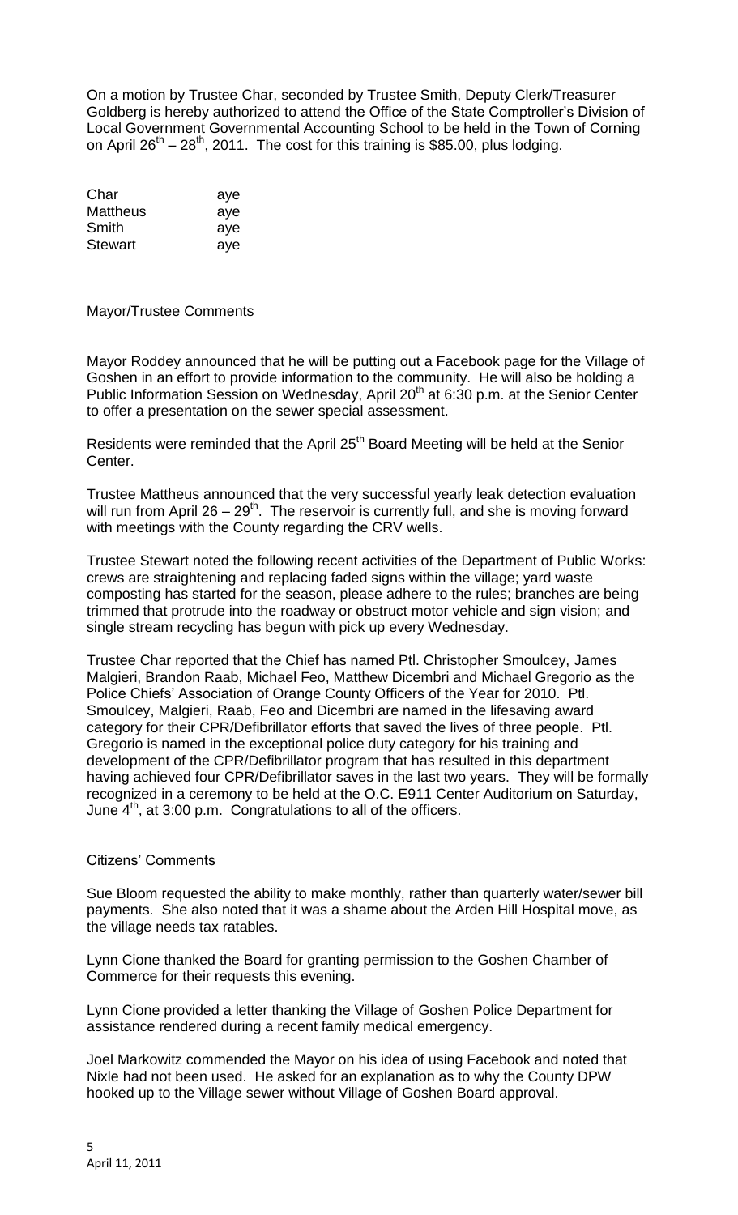On a motion by Trustee Char, seconded by Trustee Smith, Deputy Clerk/Treasurer Goldberg is hereby authorized to attend the Office of the State Comptroller's Division of Local Government Governmental Accounting School to be held in the Town of Corning on April 26th – 28th, 2011. The cost for this training is $85.00, plus lodging.

| | |
|---|---|
| Char | aye |
| Mattheus | aye |
| Smith | aye |
| Stewart | aye |

Mayor/Trustee Comments

Mayor Roddey announced that he will be putting out a Facebook page for the Village of Goshen in an effort to provide information to the community. He will also be holding a Public Information Session on Wednesday, April 20th at 6:30 p.m. at the Senior Center to offer a presentation on the sewer special assessment.

Residents were reminded that the April 25th Board Meeting will be held at the Senior Center.

Trustee Mattheus announced that the very successful yearly leak detection evaluation will run from April 26 – 29th. The reservoir is currently full, and she is moving forward with meetings with the County regarding the CRV wells.

Trustee Stewart noted the following recent activities of the Department of Public Works: crews are straightening and replacing faded signs within the village; yard waste composting has started for the season, please adhere to the rules; branches are being trimmed that protrude into the roadway or obstruct motor vehicle and sign vision; and single stream recycling has begun with pick up every Wednesday.

Trustee Char reported that the Chief has named Ptl. Christopher Smoulcey, James Malgieri, Brandon Raab, Michael Feo, Matthew Dicembri and Michael Gregorio as the Police Chiefs' Association of Orange County Officers of the Year for 2010. Ptl. Smoulcey, Malgieri, Raab, Feo and Dicembri are named in the lifesaving award category for their CPR/Defibrillator efforts that saved the lives of three people. Ptl. Gregorio is named in the exceptional police duty category for his training and development of the CPR/Defibrillator program that has resulted in this department having achieved four CPR/Defibrillator saves in the last two years. They will be formally recognized in a ceremony to be held at the O.C. E911 Center Auditorium on Saturday, June 4th, at 3:00 p.m. Congratulations to all of the officers.

Citizens' Comments

Sue Bloom requested the ability to make monthly, rather than quarterly water/sewer bill payments. She also noted that it was a shame about the Arden Hill Hospital move, as the village needs tax ratables.

Lynn Cione thanked the Board for granting permission to the Goshen Chamber of Commerce for their requests this evening.

Lynn Cione provided a letter thanking the Village of Goshen Police Department for assistance rendered during a recent family medical emergency.

Joel Markowitz commended the Mayor on his idea of using Facebook and noted that Nixle had not been used. He asked for an explanation as to why the County DPW hooked up to the Village sewer without Village of Goshen Board approval.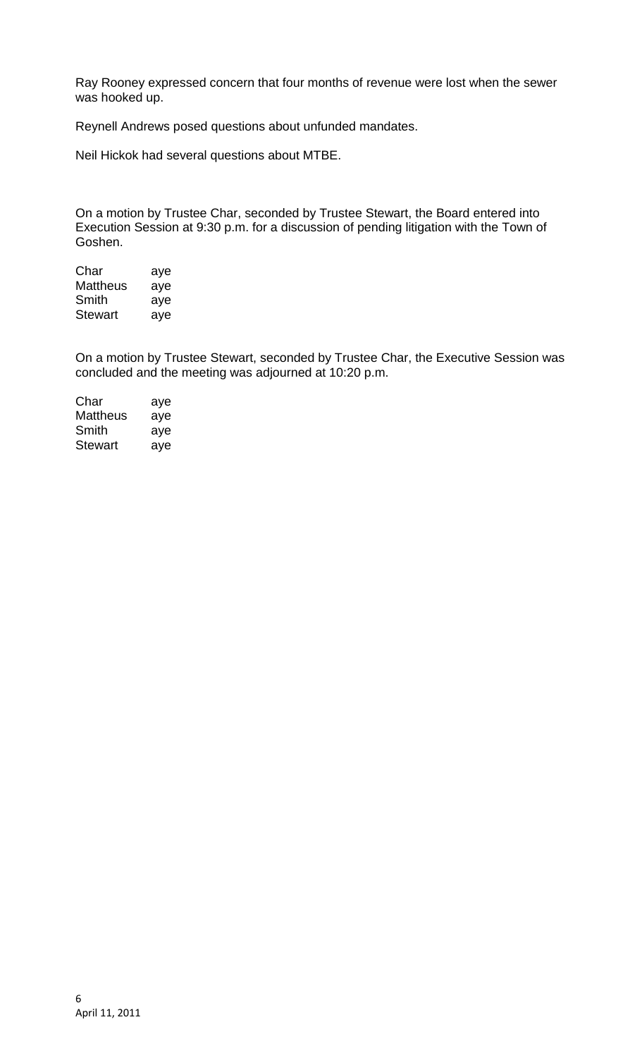Ray Rooney expressed concern that four months of revenue were lost when the sewer was hooked up.

Reynell Andrews posed questions about unfunded mandates.

Neil Hickok had several questions about MTBE.

On a motion by Trustee Char, seconded by Trustee Stewart, the Board entered into Execution Session at 9:30 p.m. for a discussion of pending litigation with the Town of Goshen.

| | |
|---|---|
| Char | aye |
| Mattheus | aye |
| Smith | aye |
| Stewart | aye |

On a motion by Trustee Stewart, seconded by Trustee Char, the Executive Session was concluded and the meeting was adjourned at 10:20 p.m.

| | |
|---|---|
| Char | aye |
| Mattheus | aye |
| Smith | aye |
| Stewart | aye |